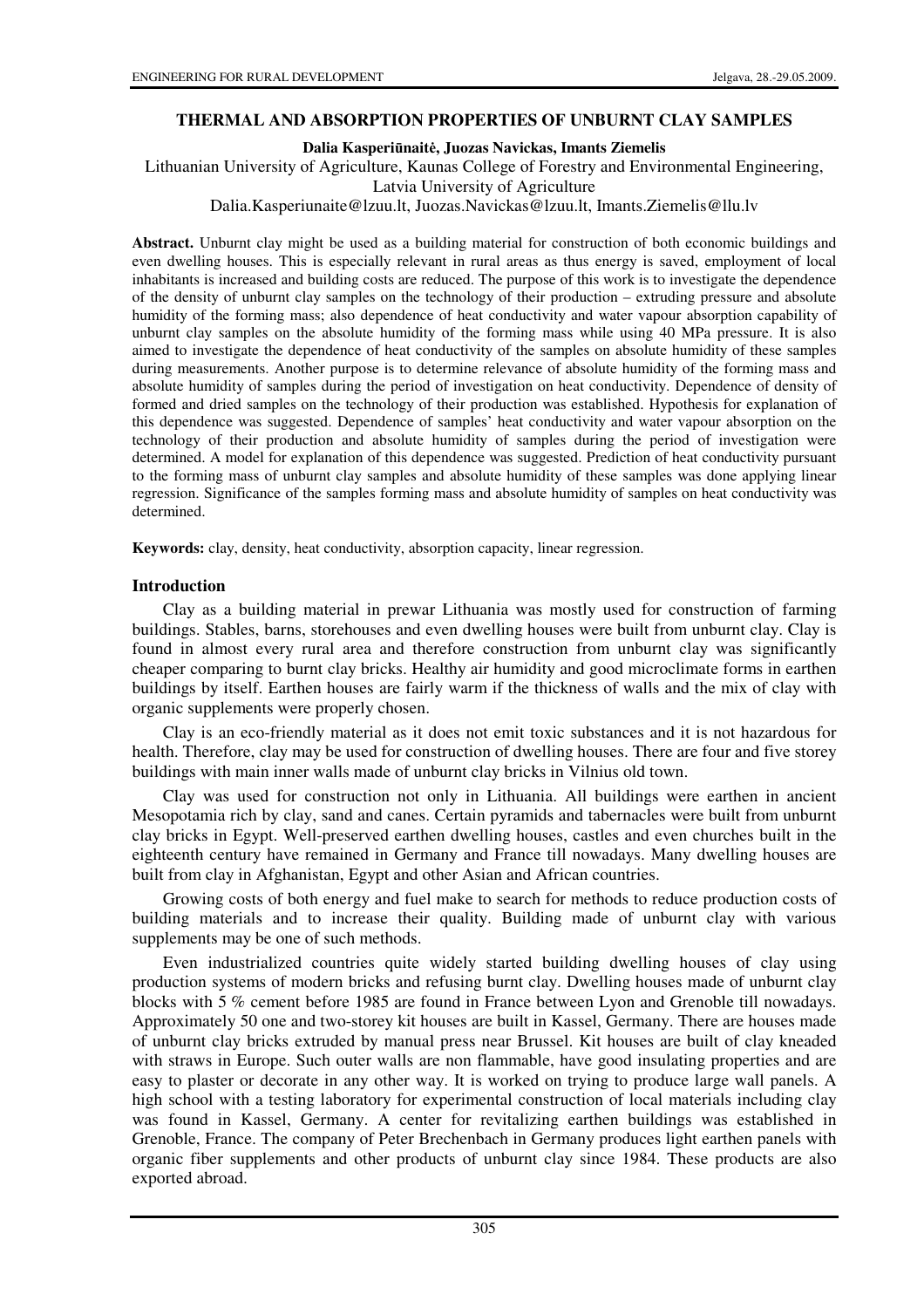# THERMAL AND ABSORPTION PROPERTIES OF UNBURNT CLAY SAMPLES

**Dalia Kasperiūnaitė, Juozas Navickas, Imants Ziemelis**

Lithuanian University of Agriculture, Kaunas College of Forestry and Environmental Engineering, Latvia University of Agriculture

Dalia.Kasperiunaite@lzuu.lt, Juozas.Navickas@lzuu.lt, Imants.Ziemelis@llu.lv

**Abstract.** Unburnt clay might be used as a building material for construction of both economic buildings and even dwelling houses. This is especially relevant in rural areas as thus energy is saved, employment of local inhabitants is increased and building costs are reduced. The purpose of this work is to investigate the dependence of the density of unburnt clay samples on the technology of their production – extruding pressure and absolute humidity of the forming mass; also dependence of heat conductivity and water vapour absorption capability of unburnt clay samples on the absolute humidity of the forming mass while using 40 MPa pressure. It is also aimed to investigate the dependence of heat conductivity of the samples on absolute humidity of these samples during measurements. Another purpose is to determine relevance of absolute humidity of the forming mass and absolute humidity of samples during the period of investigation on heat conductivity. Dependence of density of formed and dried samples on the technology of their production was established. Hypothesis for explanation of this dependence was suggested. Dependence of samples' heat conductivity and water vapour absorption on the technology of their production and absolute humidity of samples during the period of investigation were determined. A model for explanation of this dependence was suggested. Prediction of heat conductivity pursuant to the forming mass of unburnt clay samples and absolute humidity of these samples was done applying linear regression. Significance of the samples forming mass and absolute humidity of samples on heat conductivity was determined.

**Keywords:** clay, density, heat conductivity, absorption capacity, linear regression.

## Introduction

Clay as a building material in prewar Lithuania was mostly used for construction of farming buildings. Stables, barns, storehouses and even dwelling houses were built from unburnt clay. Clay is found in almost every rural area and therefore construction from unburnt clay was significantly cheaper comparing to burnt clay bricks. Healthy air humidity and good microclimate forms in earthen buildings by itself. Earthen houses are fairly warm if the thickness of walls and the mix of clay with organic supplements were properly chosen.

Clay is an eco-friendly material as it does not emit toxic substances and it is not hazardous for health. Therefore, clay may be used for construction of dwelling houses. There are four and five storey buildings with main inner walls made of unburnt clay bricks in Vilnius old town.

Clay was used for construction not only in Lithuania. All buildings were earthen in ancient Mesopotamia rich by clay, sand and canes. Certain pyramids and tabernacles were built from unburnt clay bricks in Egypt. Well-preserved earthen dwelling houses, castles and even churches built in the eighteenth century have remained in Germany and France till nowadays. Many dwelling houses are built from clay in Afghanistan, Egypt and other Asian and African countries.

Growing costs of both energy and fuel make to search for methods to reduce production costs of building materials and to increase their quality. Building made of unburnt clay with various supplements may be one of such methods.

Even industrialized countries quite widely started building dwelling houses of clay using production systems of modern bricks and refusing burnt clay. Dwelling houses made of unburnt clay blocks with 5 % cement before 1985 are found in France between Lyon and Grenoble till nowadays. Approximately 50 one and two-storey kit houses are built in Kassel, Germany. There are houses made of unburnt clay bricks extruded by manual press near Brussel. Kit houses are built of clay kneaded with straws in Europe. Such outer walls are non flammable, have good insulating properties and are easy to plaster or decorate in any other way. It is worked on trying to produce large wall panels. A high school with a testing laboratory for experimental construction of local materials including clay was found in Kassel, Germany. A center for revitalizing earthen buildings was established in Grenoble, France. The company of Peter Brechenbach in Germany produces light earthen panels with organic fiber supplements and other products of unburnt clay since 1984. These products are also exported abroad.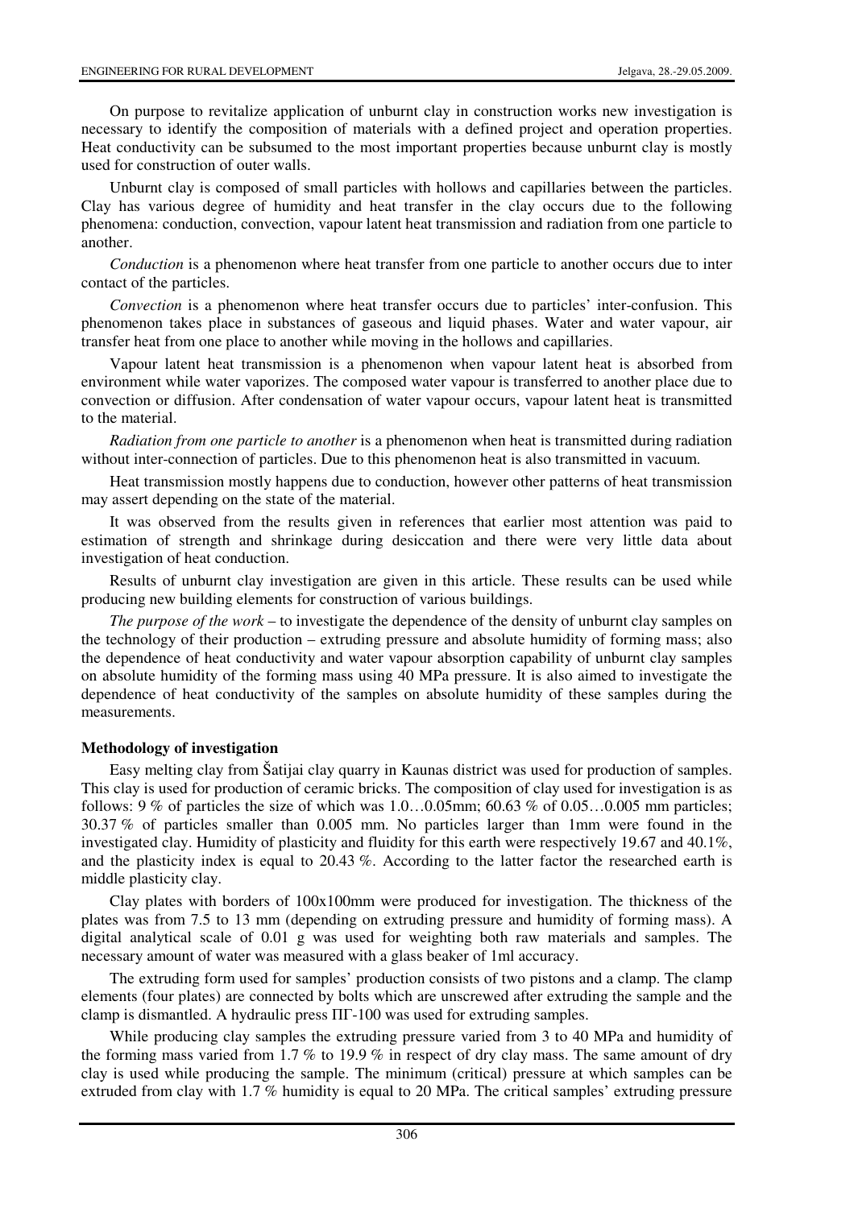On purpose to revitalize application of unburnt clay in construction works new investigation is necessary to identify the composition of materials with a defined project and operation properties. Heat conductivity can be subsumed to the most important properties because unburnt clay is mostly used for construction of outer walls.

Unburnt clay is composed of small particles with hollows and capillaries between the particles. Clay has various degree of humidity and heat transfer in the clay occurs due to the following phenomena: conduction, convection, vapour latent heat transmission and radiation from one particle to another.

*Conduction* is a phenomenon where heat transfer from one particle to another occurs due to inter contact of the particles.

*Convection* is a phenomenon where heat transfer occurs due to particles' inter-confusion. This phenomenon takes place in substances of gaseous and liquid phases. Water and water vapour, air transfer heat from one place to another while moving in the hollows and capillaries.

Vapour latent heat transmission is a phenomenon when vapour latent heat is absorbed from environment while water vaporizes. The composed water vapour is transferred to another place due to convection or diffusion. After condensation of water vapour occurs, vapour latent heat is transmitted to the material.

*Radiation from one particle to another* is a phenomenon when heat is transmitted during radiation without inter-connection of particles. Due to this phenomenon heat is also transmitted in vacuum.

Heat transmission mostly happens due to conduction, however other patterns of heat transmission may assert depending on the state of the material.

It was observed from the results given in references that earlier most attention was paid to estimation of strength and shrinkage during desiccation and there were very little data about investigation of heat conduction.

Results of unburnt clay investigation are given in this article. These results can be used while producing new building elements for construction of various buildings.

*The purpose of the work* – to investigate the dependence of the density of unburnt clay samples on the technology of their production – extruding pressure and absolute humidity of forming mass; also the dependence of heat conductivity and water vapour absorption capability of unburnt clay samples on absolute humidity of the forming mass using 40 MPa pressure. It is also aimed to investigate the dependence of heat conductivity of the samples on absolute humidity of these samples during the measurements.

## Methodology of investigation

Easy melting clay from Šatijai clay quarry in Kaunas district was used for production of samples. This clay is used for production of ceramic bricks. The composition of clay used for investigation is as follows: 9 % of particles the size of which was 1.0…0.05mm; 60.63 % of 0.05…0.005 mm particles; 30.37 % of particles smaller than 0.005 mm. No particles larger than 1mm were found in the investigated clay. Humidity of plasticity and fluidity for this earth were respectively 19.67 and 40.1%, and the plasticity index is equal to 20.43 %. According to the latter factor the researched earth is middle plasticity clay.

Clay plates with borders of 100x100mm were produced for investigation. The thickness of the plates was from 7.5 to 13 mm (depending on extruding pressure and humidity of forming mass). A digital analytical scale of 0.01 g was used for weighting both raw materials and samples. The necessary amount of water was measured with a glass beaker of 1ml accuracy.

The extruding form used for samples' production consists of two pistons and a clamp. The clamp elements (four plates) are connected by bolts which are unscrewed after extruding the sample and the clamp is dismantled. A hydraulic press ПГ-100 was used for extruding samples.

While producing clay samples the extruding pressure varied from 3 to 40 MPa and humidity of the forming mass varied from 1.7 % to 19.9 % in respect of dry clay mass. The same amount of dry clay is used while producing the sample. The minimum (critical) pressure at which samples can be extruded from clay with 1.7 % humidity is equal to 20 MPa. The critical samples' extruding pressure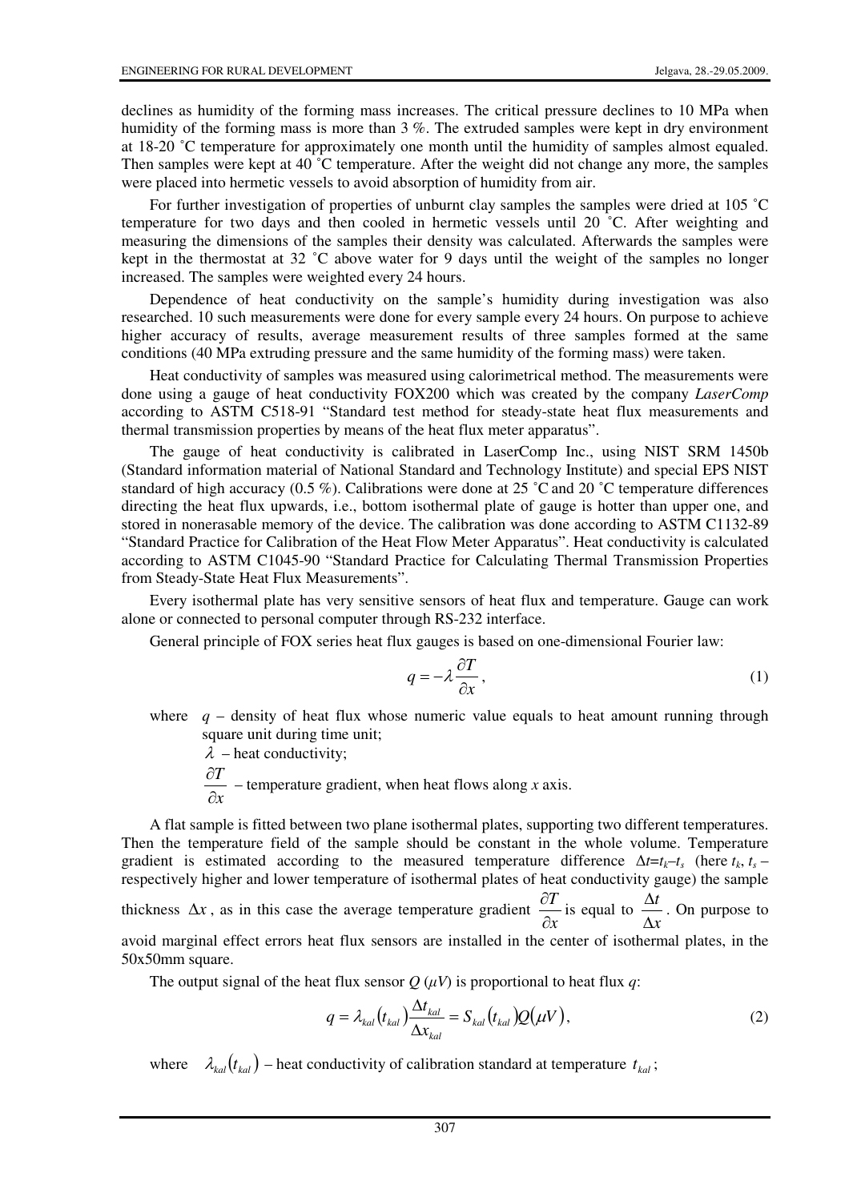declines as humidity of the forming mass increases. The critical pressure declines to 10 MPa when humidity of the forming mass is more than 3 %. The extruded samples were kept in dry environment at 18-20 ˚C temperature for approximately one month until the humidity of samples almost equaled. Then samples were kept at 40 ˚C temperature. After the weight did not change any more, the samples were placed into hermetic vessels to avoid absorption of humidity from air.

For further investigation of properties of unburnt clay samples the samples were dried at 105 ˚C temperature for two days and then cooled in hermetic vessels until 20 ˚C. After weighting and measuring the dimensions of the samples their density was calculated. Afterwards the samples were kept in the thermostat at 32 ˚C above water for 9 days until the weight of the samples no longer increased. The samples were weighted every 24 hours.

Dependence of heat conductivity on the sample's humidity during investigation was also researched. 10 such measurements were done for every sample every 24 hours. On purpose to achieve higher accuracy of results, average measurement results of three samples formed at the same conditions (40 MPa extruding pressure and the same humidity of the forming mass) were taken.

Heat conductivity of samples was measured using calorimetrical method. The measurements were done using a gauge of heat conductivity FOX200 which was created by the company *LaserComp* according to ASTM C518-91 "Standard test method for steady-state heat flux measurements and thermal transmission properties by means of the heat flux meter apparatus".

The gauge of heat conductivity is calibrated in LaserComp Inc., using NIST SRM 1450b (Standard information material of National Standard and Technology Institute) and special EPS NIST standard of high accuracy (0.5 %). Calibrations were done at 25 ˚C and 20 ˚C temperature differences directing the heat flux upwards, i.e., bottom isothermal plate of gauge is hotter than upper one, and stored in nonerasable memory of the device. The calibration was done according to ASTM C1132-89 "Standard Practice for Calibration of the Heat Flow Meter Apparatus". Heat conductivity is calculated according to ASTM C1045-90 "Standard Practice for Calculating Thermal Transmission Properties from Steady-State Heat Flux Measurements".

Every isothermal plate has very sensitive sensors of heat flux and temperature. Gauge can work alone or connected to personal computer through RS-232 interface.

General principle of FOX series heat flux gauges is based on one-dimensional Fourier law:

$$q = -\lambda \frac{\partial T}{\partial x}, \tag{1}$$

where $q$ – density of heat flux whose numeric value equals to heat amount running through square unit during time unit;

$\lambda$ – heat conductivity;

$\frac{\partial T}{\partial x}$ – temperature gradient, when heat flows along $x$ axis.

A flat sample is fitted between two plane isothermal plates, supporting two different temperatures. Then the temperature field of the sample should be constant in the whole volume. Temperature gradient is estimated according to the measured temperature difference $\Delta t = t_k - t_s$ (here $t_k$, $t_s$ – respectively higher and lower temperature of isothermal plates of heat conductivity gauge) the sample thickness $\Delta x$, as in this case the average temperature gradient $\frac{\partial T}{\partial x}$ is equal to $\frac{\Delta t}{\Delta x}$. On purpose to avoid marginal effect errors heat flux sensors are installed in the center of isothermal plates, in the 50x50mm square.

The output signal of the heat flux sensor $Q$ ($\mu V$) is proportional to heat flux $q$:

$$q = \lambda_{kal}(t_{kal}) \frac{\Delta t_{kal}}{\Delta x_{kal}} = S_{kal}(t_{kal}) Q(\mu V), \tag{2}$$

where $\lambda_{kal}(t_{kal})$ – heat conductivity of calibration standard at temperature $t_{kal}$;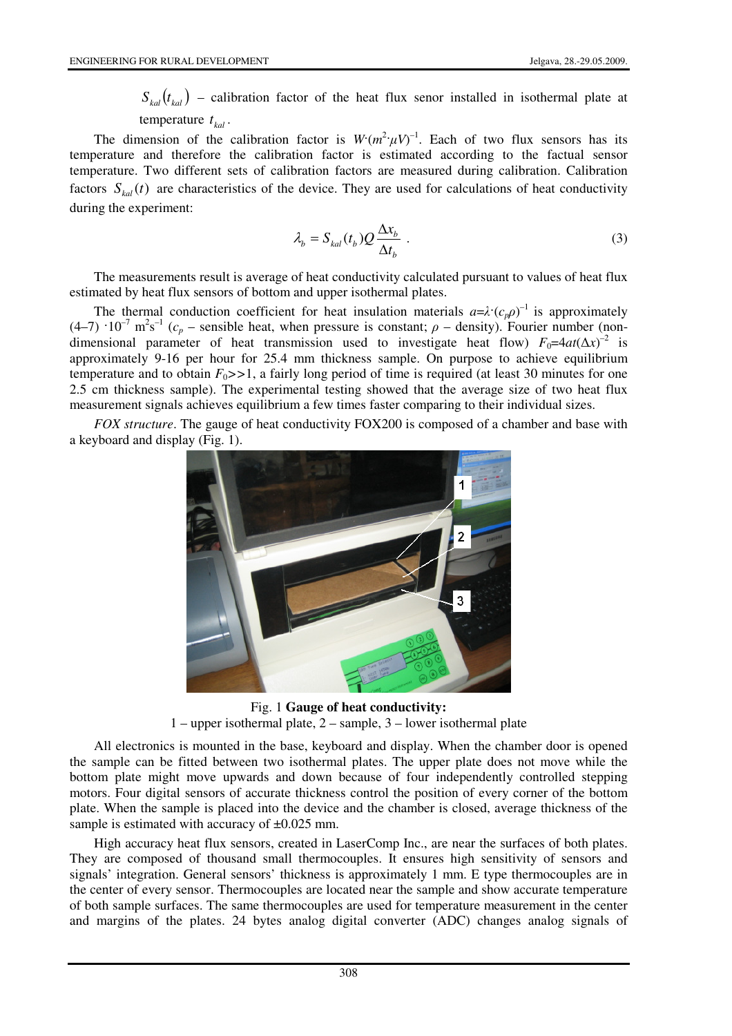$S_{kal}(t_{kal})$ – calibration factor of the heat flux senor installed in isothermal plate at temperature $t_{kal}$.

The dimension of the calibration factor is $W\cdot(m^2\cdot\mu V)^{-1}$. Each of two flux sensors has its temperature and therefore the calibration factor is estimated according to the factual sensor temperature. Two different sets of calibration factors are measured during calibration. Calibration factors $S_{kal}(t)$ are characteristics of the device. They are used for calculations of heat conductivity during the experiment:

$$\lambda_b = S_{kal}(t_b)Q\frac{\Delta x_b}{\Delta t_b}\ . \tag{3}$$

The measurements result is average of heat conductivity calculated pursuant to values of heat flux estimated by heat flux sensors of bottom and upper isothermal plates.

The thermal conduction coefficient for heat insulation materials $a=\lambda\cdot(c_p\rho)^{-1}$ is approximately $(4–7)\cdot10^{-7}$ $m^2s^{-1}$ ($c_p$ – sensible heat, when pressure is constant; $\rho$ – density). Fourier number (non-dimensional parameter of heat transmission used to investigate heat flow) $F_0=4at(\Delta x)^{-2}$ is approximately 9-16 per hour for 25.4 mm thickness sample. On purpose to achieve equilibrium temperature and to obtain $F_0>>1$, a fairly long period of time is required (at least 30 minutes for one 2.5 cm thickness sample). The experimental testing showed that the average size of two heat flux measurement signals achieves equilibrium a few times faster comparing to their individual sizes.

*FOX structure*. The gauge of heat conductivity FOX200 is composed of a chamber and base with a keyboard and display (Fig. 1).

Fig. 1 **Gauge of heat conductivity:**
1 – upper isothermal plate, 2 – sample, 3 – lower isothermal plate

All electronics is mounted in the base, keyboard and display. When the chamber door is opened the sample can be fitted between two isothermal plates. The upper plate does not move while the bottom plate might move upwards and down because of four independently controlled stepping motors. Four digital sensors of accurate thickness control the position of every corner of the bottom plate. When the sample is placed into the device and the chamber is closed, average thickness of the sample is estimated with accuracy of ±0.025 mm.

High accuracy heat flux sensors, created in LaserComp Inc., are near the surfaces of both plates. They are composed of thousand small thermocouples. It ensures high sensitivity of sensors and signals' integration. General sensors' thickness is approximately 1 mm. E type thermocouples are in the center of every sensor. Thermocouples are located near the sample and show accurate temperature of both sample surfaces. The same thermocouples are used for temperature measurement in the center and margins of the plates. 24 bytes analog digital converter (ADC) changes analog signals of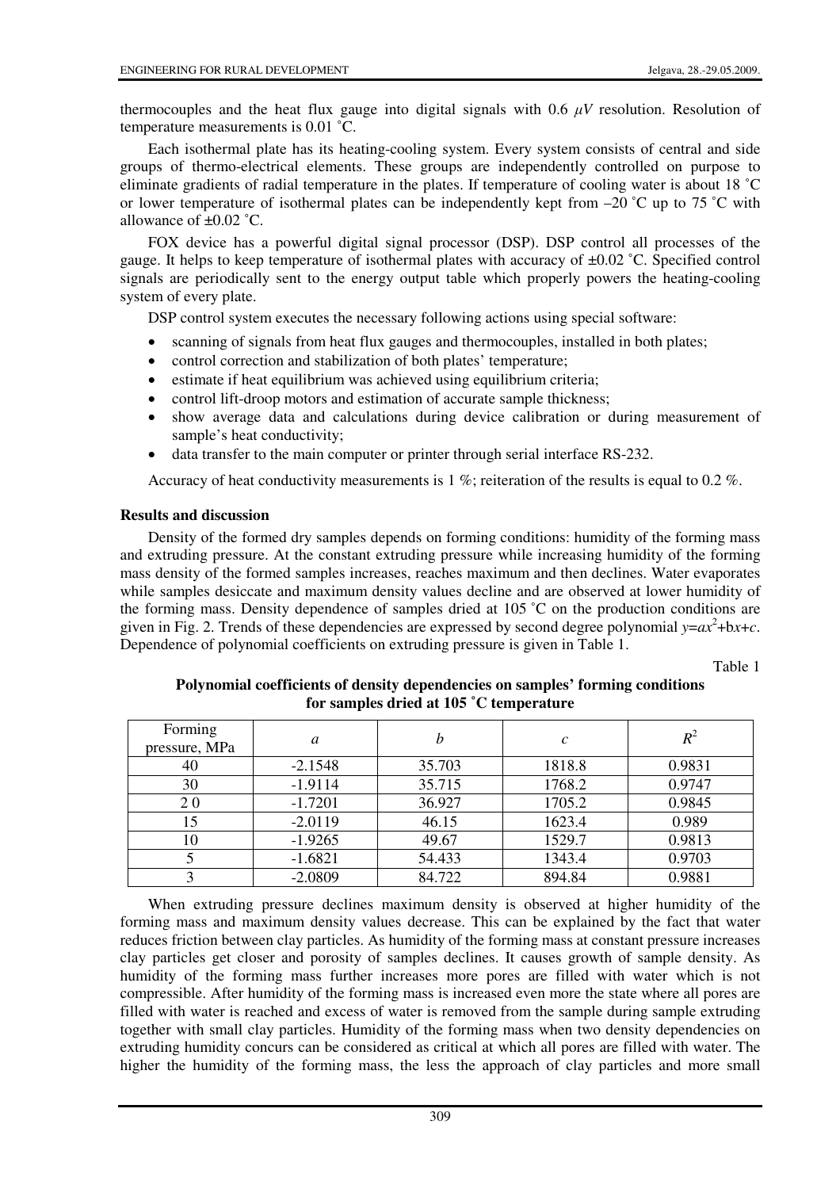thermocouples and the heat flux gauge into digital signals with 0.6 $\mu V$ resolution. Resolution of temperature measurements is 0.01 ˚C.

Each isothermal plate has its heating-cooling system. Every system consists of central and side groups of thermo-electrical elements. These groups are independently controlled on purpose to eliminate gradients of radial temperature in the plates. If temperature of cooling water is about 18 ˚C or lower temperature of isothermal plates can be independently kept from –20 ˚C up to 75 ˚C with allowance of ±0.02 ˚C.

FOX device has a powerful digital signal processor (DSP). DSP control all processes of the gauge. It helps to keep temperature of isothermal plates with accuracy of ±0.02 ˚C. Specified control signals are periodically sent to the energy output table which properly powers the heating-cooling system of every plate.

DSP control system executes the necessary following actions using special software:

- scanning of signals from heat flux gauges and thermocouples, installed in both plates;
- control correction and stabilization of both plates' temperature;
- estimate if heat equilibrium was achieved using equilibrium criteria;
- control lift-droop motors and estimation of accurate sample thickness;
- show average data and calculations during device calibration or during measurement of sample's heat conductivity;
- data transfer to the main computer or printer through serial interface RS-232.

Accuracy of heat conductivity measurements is 1 %; reiteration of the results is equal to 0.2 %.

**Results and discussion**

Density of the formed dry samples depends on forming conditions: humidity of the forming mass and extruding pressure. At the constant extruding pressure while increasing humidity of the forming mass density of the formed samples increases, reaches maximum and then declines. Water evaporates while samples desiccate and maximum density values decline and are observed at lower humidity of the forming mass. Density dependence of samples dried at 105 ˚C on the production conditions are given in Fig. 2. Trends of these dependencies are expressed by second degree polynomial $y=ax^2+bx+c$. Dependence of polynomial coefficients on extruding pressure is given in Table 1.

Table 1

**Polynomial coefficients of density dependencies on samples' forming conditions for samples dried at 105 ˚C temperature**

| Forming pressure, MPa | $a$ | $b$ | $c$ | $R^2$ |
|---|---|---|---|---|
| 40 | -2.1548 | 35.703 | 1818.8 | 0.9831 |
| 30 | -1.9114 | 35.715 | 1768.2 | 0.9747 |
| 2 0 | -1.7201 | 36.927 | 1705.2 | 0.9845 |
| 15 | -2.0119 | 46.15 | 1623.4 | 0.989 |
| 10 | -1.9265 | 49.67 | 1529.7 | 0.9813 |
| 5 | -1.6821 | 54.433 | 1343.4 | 0.9703 |
| 3 | -2.0809 | 84.722 | 894.84 | 0.9881 |

When extruding pressure declines maximum density is observed at higher humidity of the forming mass and maximum density values decrease. This can be explained by the fact that water reduces friction between clay particles. As humidity of the forming mass at constant pressure increases clay particles get closer and porosity of samples declines. It causes growth of sample density. As humidity of the forming mass further increases more pores are filled with water which is not compressible. After humidity of the forming mass is increased even more the state where all pores are filled with water is reached and excess of water is removed from the sample during sample extruding together with small clay particles. Humidity of the forming mass when two density dependencies on extruding humidity concurs can be considered as critical at which all pores are filled with water. The higher the humidity of the forming mass, the less the approach of clay particles and more small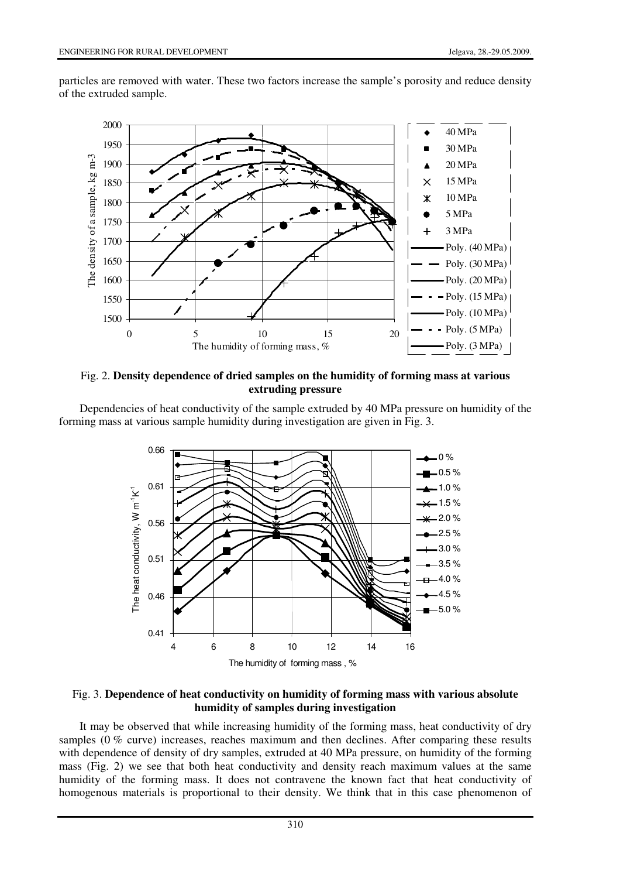particles are removed with water. These two factors increase the sample's porosity and reduce density of the extruded sample.

Fig. 2. **Density dependence of dried samples on the humidity of forming mass at various extruding pressure**

Dependencies of heat conductivity of the sample extruded by 40 MPa pressure on humidity of the forming mass at various sample humidity during investigation are given in Fig. 3.

Fig. 3. **Dependence of heat conductivity on humidity of forming mass with various absolute humidity of samples during investigation**

It may be observed that while increasing humidity of the forming mass, heat conductivity of dry samples (0 % curve) increases, reaches maximum and then declines. After comparing these results with dependence of density of dry samples, extruded at 40 MPa pressure, on humidity of the forming mass (Fig. 2) we see that both heat conductivity and density reach maximum values at the same humidity of the forming mass. It does not contravene the known fact that heat conductivity of homogenous materials is proportional to their density. We think that in this case phenomenon of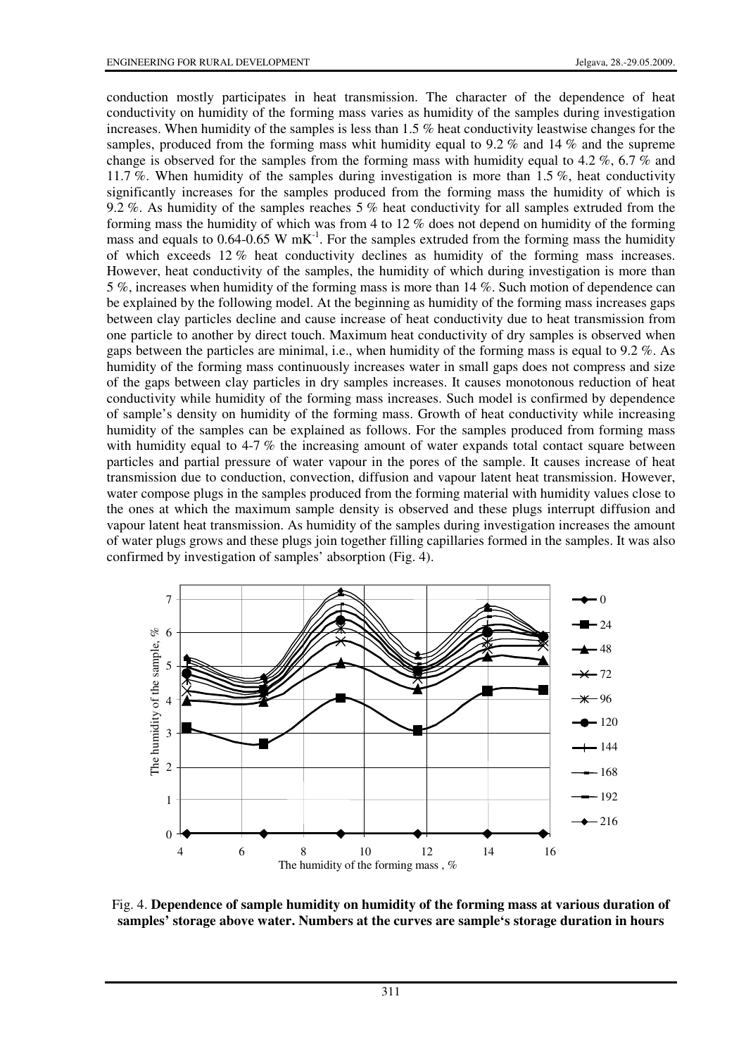conduction mostly participates in heat transmission. The character of the dependence of heat conductivity on humidity of the forming mass varies as humidity of the samples during investigation increases. When humidity of the samples is less than 1.5 % heat conductivity leastwise changes for the samples, produced from the forming mass whit humidity equal to 9.2 % and 14 % and the supreme change is observed for the samples from the forming mass with humidity equal to 4.2 %, 6.7 % and 11.7 %. When humidity of the samples during investigation is more than 1.5 %, heat conductivity significantly increases for the samples produced from the forming mass the humidity of which is 9.2 %. As humidity of the samples reaches 5 % heat conductivity for all samples extruded from the forming mass the humidity of which was from 4 to 12 % does not depend on humidity of the forming mass and equals to 0.64-0.65 W $mK^{-1}$. For the samples extruded from the forming mass the humidity of which exceeds 12 % heat conductivity declines as humidity of the forming mass increases. However, heat conductivity of the samples, the humidity of which during investigation is more than 5 %, increases when humidity of the forming mass is more than 14 %. Such motion of dependence can be explained by the following model. At the beginning as humidity of the forming mass increases gaps between clay particles decline and cause increase of heat conductivity due to heat transmission from one particle to another by direct touch. Maximum heat conductivity of dry samples is observed when gaps between the particles are minimal, i.e., when humidity of the forming mass is equal to 9.2 %. As humidity of the forming mass continuously increases water in small gaps does not compress and size of the gaps between clay particles in dry samples increases. It causes monotonous reduction of heat conductivity while humidity of the forming mass increases. Such model is confirmed by dependence of sample's density on humidity of the forming mass. Growth of heat conductivity while increasing humidity of the samples can be explained as follows. For the samples produced from forming mass with humidity equal to 4-7 % the increasing amount of water expands total contact square between particles and partial pressure of water vapour in the pores of the sample. It causes increase of heat transmission due to conduction, convection, diffusion and vapour latent heat transmission. However, water compose plugs in the samples produced from the forming material with humidity values close to the ones at which the maximum sample density is observed and these plugs interrupt diffusion and vapour latent heat transmission. As humidity of the samples during investigation increases the amount of water plugs grows and these plugs join together filling capillaries formed in the samples. It was also confirmed by investigation of samples' absorption (Fig. 4).

Fig. 4. **Dependence of sample humidity on humidity of the forming mass at various duration of samples' storage above water. Numbers at the curves are sample's storage duration in hours**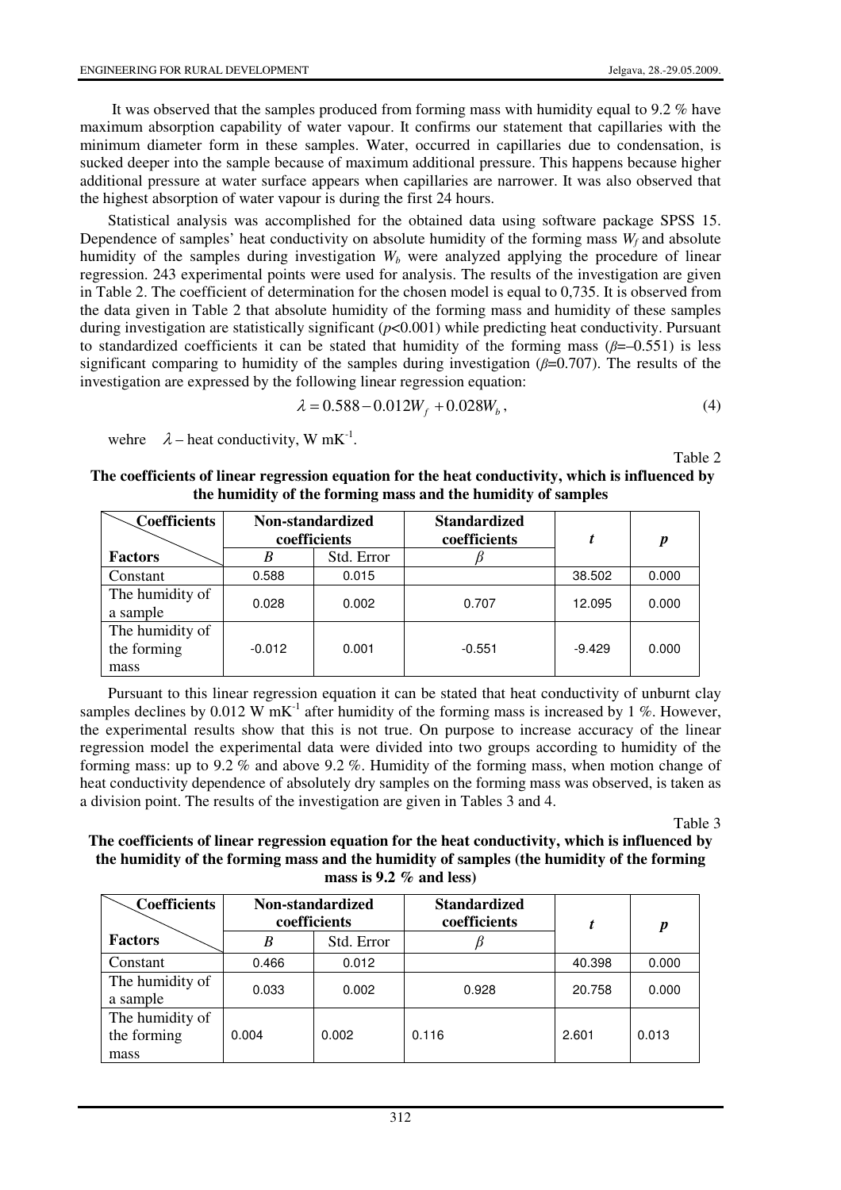It was observed that the samples produced from forming mass with humidity equal to 9.2 % have maximum absorption capability of water vapour. It confirms our statement that capillaries with the minimum diameter form in these samples. Water, occurred in capillaries due to condensation, is sucked deeper into the sample because of maximum additional pressure. This happens because higher additional pressure at water surface appears when capillaries are narrower. It was also observed that the highest absorption of water vapour is during the first 24 hours.

Statistical analysis was accomplished for the obtained data using software package SPSS 15. Dependence of samples' heat conductivity on absolute humidity of the forming mass $W_f$ and absolute humidity of the samples during investigation $W_b$ were analyzed applying the procedure of linear regression. 243 experimental points were used for analysis. The results of the investigation are given in Table 2. The coefficient of determination for the chosen model is equal to 0,735. It is observed from the data given in Table 2 that absolute humidity of the forming mass and humidity of these samples during investigation are statistically significant ($p$<0.001) while predicting heat conductivity. Pursuant to standardized coefficients it can be stated that humidity of the forming mass ($\beta$=–0.551) is less significant comparing to humidity of the samples during investigation ($\beta$=0.707). The results of the investigation are expressed by the following linear regression equation:

$$\lambda = 0.588 - 0.012W_f + 0.028W_b, \tag{4}$$

wehre $\lambda$ – heat conductivity, W mK$^{-1}$.

Table 2

**The coefficients of linear regression equation for the heat conductivity, which is influenced by the humidity of the forming mass and the humidity of samples**

| Coefficients / Factors | Non-standardized coefficients | | Standardized coefficients | *t* | *p* |
|---|---|---|---|---|---|
| | *B* | Std. Error | $\beta$ | | |
| Constant | 0.588 | 0.015 | | 38.502 | 0.000 |
| The humidity of a sample | 0.028 | 0.002 | 0.707 | 12.095 | 0.000 |
| The humidity of the forming mass | -0.012 | 0.001 | -0.551 | -9.429 | 0.000 |

Pursuant to this linear regression equation it can be stated that heat conductivity of unburnt clay samples declines by 0.012 W mK$^{-1}$ after humidity of the forming mass is increased by 1 %. However, the experimental results show that this is not true. On purpose to increase accuracy of the linear regression model the experimental data were divided into two groups according to humidity of the forming mass: up to 9.2 % and above 9.2 %. Humidity of the forming mass, when motion change of heat conductivity dependence of absolutely dry samples on the forming mass was observed, is taken as a division point. The results of the investigation are given in Tables 3 and 4.

Table 3

**The coefficients of linear regression equation for the heat conductivity, which is influenced by the humidity of the forming mass and the humidity of samples (the humidity of the forming mass is 9.2 % and less)**

| Coefficients / Factors | Non-standardized coefficients | | Standardized coefficients | *t* | *p* |
|---|---|---|---|---|---|
| | *B* | Std. Error | $\beta$ | | |
| Constant | 0.466 | 0.012 | | 40.398 | 0.000 |
| The humidity of a sample | 0.033 | 0.002 | 0.928 | 20.758 | 0.000 |
| The humidity of the forming mass | 0.004 | 0.002 | 0.116 | 2.601 | 0.013 |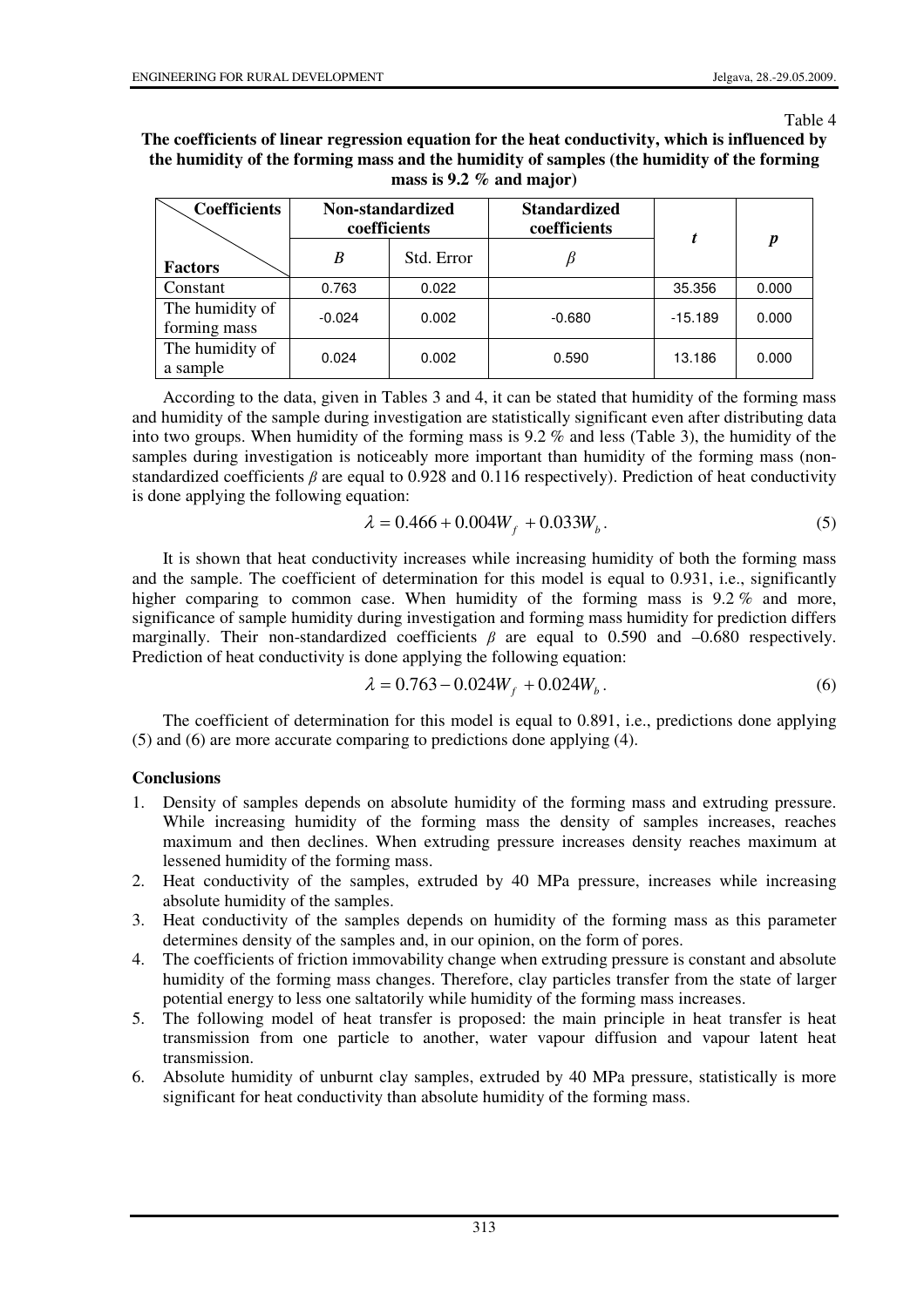Table 4

**The coefficients of linear regression equation for the heat conductivity, which is influenced by the humidity of the forming mass and the humidity of samples (the humidity of the forming mass is 9.2 % and major)**

| Coefficients / Factors | Non-standardized coefficients | | Standardized coefficients | $t$ | $p$ |
|---|---|---|---|---|---|
| | $B$ | Std. Error | $\beta$ | | |
| Constant | 0.763 | 0.022 | | 35.356 | 0.000 |
| The humidity of forming mass | -0.024 | 0.002 | -0.680 | -15.189 | 0.000 |
| The humidity of a sample | 0.024 | 0.002 | 0.590 | 13.186 | 0.000 |

According to the data, given in Tables 3 and 4, it can be stated that humidity of the forming mass and humidity of the sample during investigation are statistically significant even after distributing data into two groups. When humidity of the forming mass is 9.2 % and less (Table 3), the humidity of the samples during investigation is noticeably more important than humidity of the forming mass (non-standardized coefficients $\beta$ are equal to 0.928 and 0.116 respectively). Prediction of heat conductivity is done applying the following equation:

$$\lambda = 0.466 + 0.004W_f + 0.033W_b. \tag{5}$$

It is shown that heat conductivity increases while increasing humidity of both the forming mass and the sample. The coefficient of determination for this model is equal to 0.931, i.e., significantly higher comparing to common case. When humidity of the forming mass is 9.2 % and more, significance of sample humidity during investigation and forming mass humidity for prediction differs marginally. Their non-standardized coefficients $\beta$ are equal to 0.590 and –0.680 respectively. Prediction of heat conductivity is done applying the following equation:

$$\lambda = 0.763 - 0.024W_f + 0.024W_b. \tag{6}$$

The coefficient of determination for this model is equal to 0.891, i.e., predictions done applying (5) and (6) are more accurate comparing to predictions done applying (4).

## Conclusions

1. Density of samples depends on absolute humidity of the forming mass and extruding pressure. While increasing humidity of the forming mass the density of samples increases, reaches maximum and then declines. When extruding pressure increases density reaches maximum at lessened humidity of the forming mass.
2. Heat conductivity of the samples, extruded by 40 MPa pressure, increases while increasing absolute humidity of the samples.
3. Heat conductivity of the samples depends on humidity of the forming mass as this parameter determines density of the samples and, in our opinion, on the form of pores.
4. The coefficients of friction immovability change when extruding pressure is constant and absolute humidity of the forming mass changes. Therefore, clay particles transfer from the state of larger potential energy to less one saltatorily while humidity of the forming mass increases.
5. The following model of heat transfer is proposed: the main principle in heat transfer is heat transmission from one particle to another, water vapour diffusion and vapour latent heat transmission.
6. Absolute humidity of unburnt clay samples, extruded by 40 MPa pressure, statistically is more significant for heat conductivity than absolute humidity of the forming mass.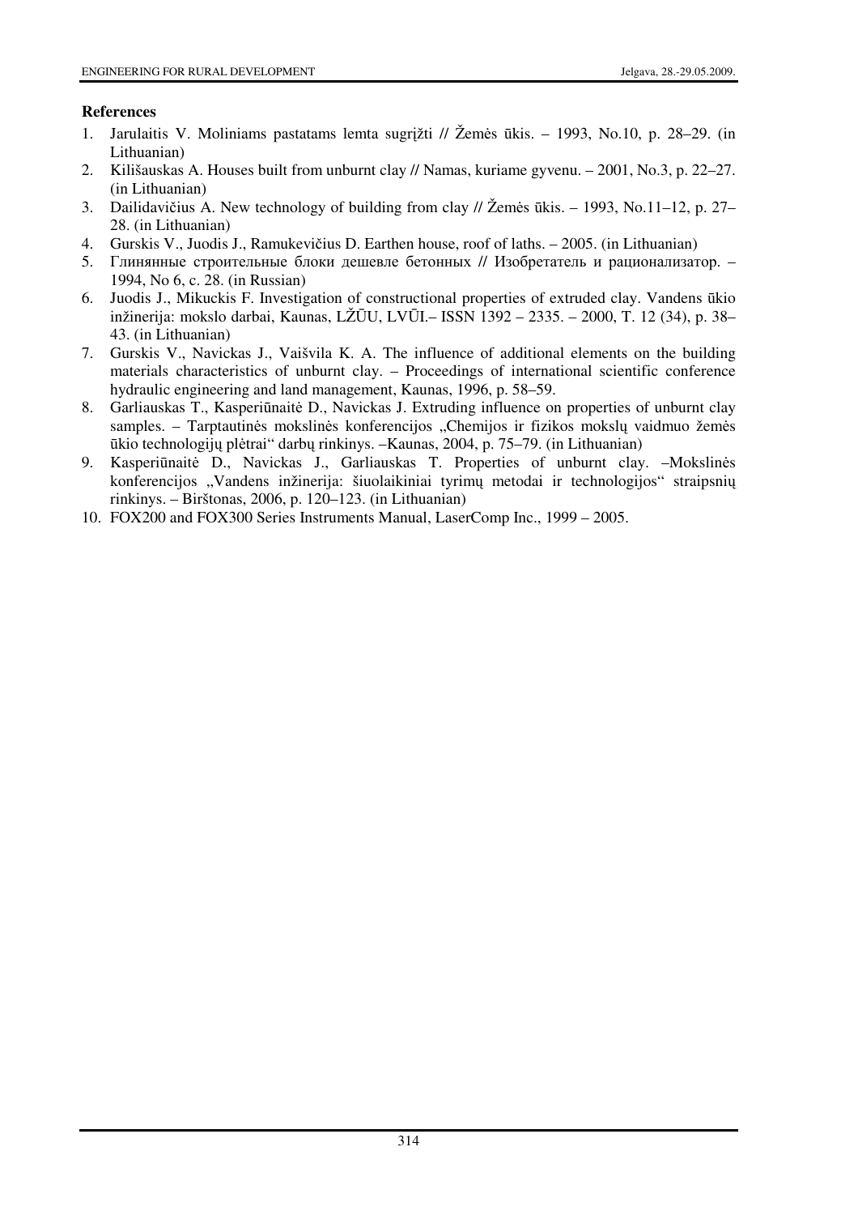**References**

1. Jarulaitis V. Moliniams pastatams lemta sugrįžti // Žemės ūkis. – 1993, No.10, p. 28–29. (in Lithuanian)
2. Kilišauskas A. Houses built from unburnt clay // Namas, kuriame gyvenu. – 2001, No.3, p. 22–27. (in Lithuanian)
3. Dailidavičius A. New technology of building from clay // Žemės ūkis. – 1993, No.11–12, p. 27–28. (in Lithuanian)
4. Gurskis V., Juodis J., Ramukevičius D. Earthen house, roof of laths. – 2005. (in Lithuanian)
5. Глинянные строительные блоки дешевле бетонных // Изобретатель и рационализатор. – 1994, No 6, c. 28. (in Russian)
6. Juodis J., Mikuckis F. Investigation of constructional properties of extruded clay. Vandens ūkio inžinerija: mokslo darbai, Kaunas, LŽŪU, LVŪI.– ISSN 1392 – 2335. – 2000, T. 12 (34), p. 38–43. (in Lithuanian)
7. Gurskis V., Navickas J., Vaišvila K. A. The influence of additional elements on the building materials characteristics of unburnt clay. – Proceedings of international scientific conference hydraulic engineering and land management, Kaunas, 1996, p. 58–59.
8. Garliauskas T., Kasperiūnaitė D., Navickas J. Extruding influence on properties of unburnt clay samples. – Tarptautinės mokslinės konferencijos „Chemijos ir fizikos mokslų vaidmuo žemės ūkio technologijų plėtrai" darbų rinkinys. –Kaunas, 2004, p. 75–79. (in Lithuanian)
9. Kasperiūnaitė D., Navickas J., Garliauskas T. Properties of unburnt clay. –Mokslinės konferencijos „Vandens inžinerija: šiuolaikiniai tyrimų metodai ir technologijos" straipsnių rinkinys. – Birštonas, 2006, p. 120–123. (in Lithuanian)
10. FOX200 and FOX300 Series Instruments Manual, LaserComp Inc., 1999 – 2005.